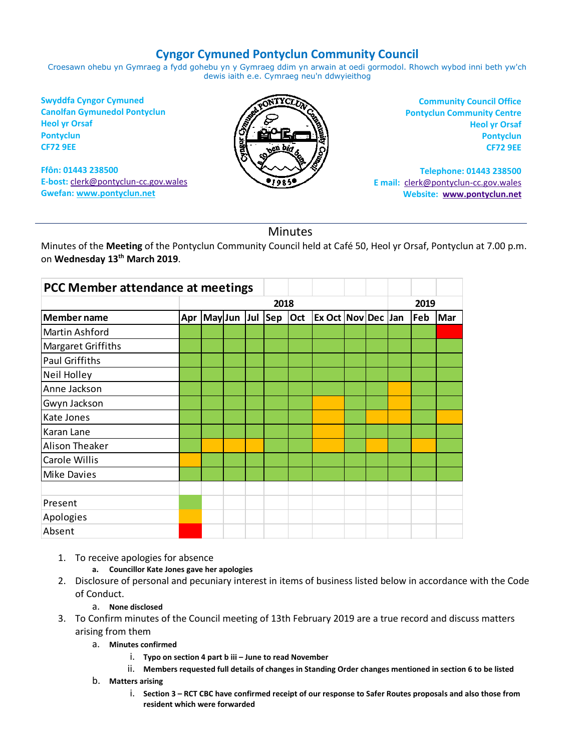# Cyngor Cymuned Pontyclun Community Council

Croesawn ohebu yn Gymraeg a fydd gohebu yn y Gymraeg ddim yn arwain at oedi gormodol. Rhowch wybod inni beth yw'ch dewis iaith e.e. Cymraeg neu'n ddwyieithog

**Swyddfa Cyngor Cymuned**
**Canolfan Gymunedol Pontyclun**
**Heol yr Orsaf**
**Pontyclun**
**CF72 9EE**

**Ffôn: 01443 238500**
**E-bost:** clerk@pontyclun-cc.gov.wales
**Gwefan:** www.pontyclun.net

**Community Council Office**
**Pontyclun Community Centre**
**Heol yr Orsaf**
**Pontyclun**
**CF72 9EE**

**Telephone: 01443 238500**
**E mail:** clerk@pontyclun-cc.gov.wales
**Website:** **www.pontyclun.net**

## Minutes

Minutes of the **Meeting** of the Pontyclun Community Council held at Café 50, Heol yr Orsaf, Pontyclun at 7.00 p.m. on **Wednesday 13th March 2019**.

**PCC Member attendance at meetings**

| | 2018 | | | | | | | | | 2019 | | |
|---|---|---|---|---|---|---|---|---|---|---|---|---|
| **Member name** | **Apr** | **May** | **Jun** | **Jul** | **Sep** | **Oct** | **Ex Oct** | **Nov** | **Dec** | **Jan** | **Feb** | **Mar** |
| Martin Ashford | Present | Present | Present | Present | Present | Present | Present | Present | Present | Present | Present | Absent |
| Margaret Griffiths | Present | Present | Present | Present | Present | Present | Present | Present | Present | Present | Present | Present |
| Paul Griffiths | Present | Present | Present | Present | Present | Present | Present | Present | Present | Present | Present | Present |
| Neil Holley | Present | Present | Present | Present | Present | Present | Present | Present | Present | Present | Present | Present |
| Anne Jackson | Present | Present | Present | Present | Present | Present | Present | Present | Present | Apologies | Present | Present |
| Gwyn Jackson | Present | Present | Present | Present | Present | Present | Apologies | Present | Present | Apologies | Present | Present |
| Kate Jones | Present | Present | Present | Present | Present | Present | Apologies | Present | Apologies | Apologies | Present | Apologies |
| Karan Lane | Present | Present | Present | Present | Present | Present | Apologies | Present | Present | Present | Present | Present |
| Alison Theaker | Present | Apologies | Apologies | Apologies | Present | Present | Apologies | Present | Apologies | Present | Apologies | Present |
| Carole Willis | Apologies | Present | Present | Present | Present | Present | Present | Present | Present | Present | Present | Present |
| Mike Davies | Present | Present | Present | Present | Present | Present | Present | Present | Present | Present | Present | Present |

Key: Present (green) · Apologies (orange) · Absent (red)

1. To receive apologies for absence
   a. **Councillor Kate Jones gave her apologies**
2. Disclosure of personal and pecuniary interest in items of business listed below in accordance with the Code of Conduct.
   a. **None disclosed**
3. To Confirm minutes of the Council meeting of 13th February 2019 are a true record and discuss matters arising from them
   a. **Minutes confirmed**
      i. **Typo on section 4 part b iii – June to read November**
      ii. **Members requested full details of changes in Standing Order changes mentioned in section 6 to be listed**
   b. **Matters arising**
      i. **Section 3 – RCT CBC have confirmed receipt of our response to Safer Routes proposals and also those from resident which were forwarded**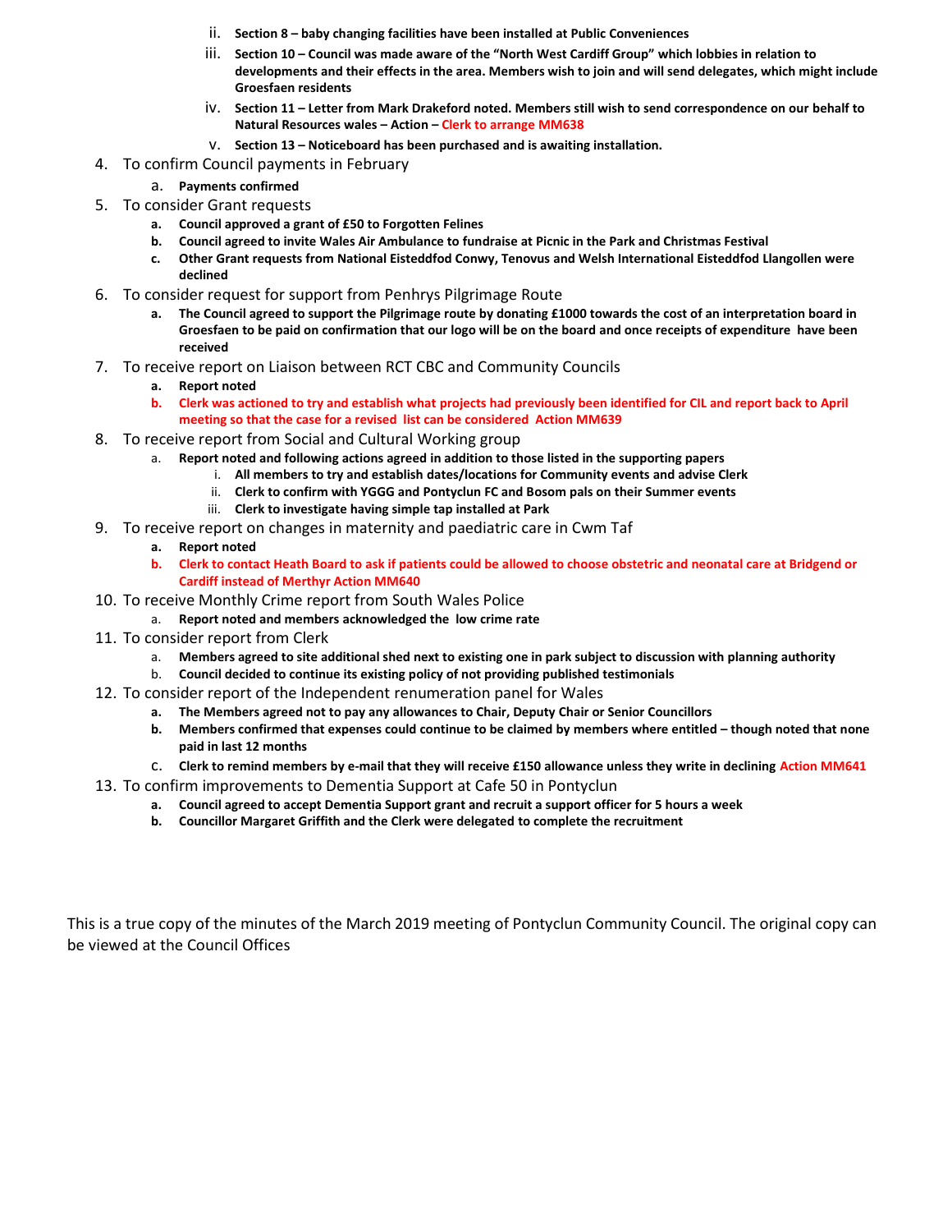ii. **Section 8 – baby changing facilities have been installed at Public Conveniences**
   iii. **Section 10 – Council was made aware of the "North West Cardiff Group" which lobbies in relation to developments and their effects in the area. Members wish to join and will send delegates, which might include Groesfaen residents**
   iv. **Section 11 – Letter from Mark Drakeford noted. Members still wish to send correspondence on our behalf to Natural Resources wales – Action – Clerk to arrange MM638**
   v. **Section 13 – Noticeboard has been purchased and is awaiting installation.**

4. To confirm Council payments in February
   a. **Payments confirmed**
5. To consider Grant requests
   a. **Council approved a grant of £50 to Forgotten Felines**
   b. **Council agreed to invite Wales Air Ambulance to fundraise at Picnic in the Park and Christmas Festival**
   c. **Other Grant requests from National Eisteddfod Conwy, Tenovus and Welsh International Eisteddfod Llangollen were declined**
6. To consider request for support from Penhrys Pilgrimage Route
   a. **The Council agreed to support the Pilgrimage route by donating £1000 towards the cost of an interpretation board in Groesfaen to be paid on confirmation that our logo will be on the board and once receipts of expenditure have been received**
7. To receive report on Liaison between RCT CBC and Community Councils
   a. **Report noted**
   b. **Clerk was actioned to try and establish what projects had previously been identified for CIL and report back to April meeting so that the case for a revised list can be considered Action MM639**
8. To receive report from Social and Cultural Working group
   a. **Report noted and following actions agreed in addition to those listed in the supporting papers**
      i. **All members to try and establish dates/locations for Community events and advise Clerk**
      ii. **Clerk to confirm with YGGG and Pontyclun FC and Bosom pals on their Summer events**
      iii. **Clerk to investigate having simple tap installed at Park**
9. To receive report on changes in maternity and paediatric care in Cwm Taf
   a. **Report noted**
   b. **Clerk to contact Heath Board to ask if patients could be allowed to choose obstetric and neonatal care at Bridgend or Cardiff instead of Merthyr Action MM640**
10. To receive Monthly Crime report from South Wales Police
   a. **Report noted and members acknowledged the low crime rate**
11. To consider report from Clerk
   a. **Members agreed to site additional shed next to existing one in park subject to discussion with planning authority**
   b. **Council decided to continue its existing policy of not providing published testimonials**
12. To consider report of the Independent renumeration panel for Wales
   a. **The Members agreed not to pay any allowances to Chair, Deputy Chair or Senior Councillors**
   b. **Members confirmed that expenses could continue to be claimed by members where entitled – though noted that none paid in last 12 months**
   c. **Clerk to remind members by e-mail that they will receive £150 allowance unless they write in declining Action MM641**
13. To confirm improvements to Dementia Support at Cafe 50 in Pontyclun
   a. **Council agreed to accept Dementia Support grant and recruit a support officer for 5 hours a week**
   b. **Councillor Margaret Griffith and the Clerk were delegated to complete the recruitment**

This is a true copy of the minutes of the March 2019 meeting of Pontyclun Community Council. The original copy can be viewed at the Council Offices